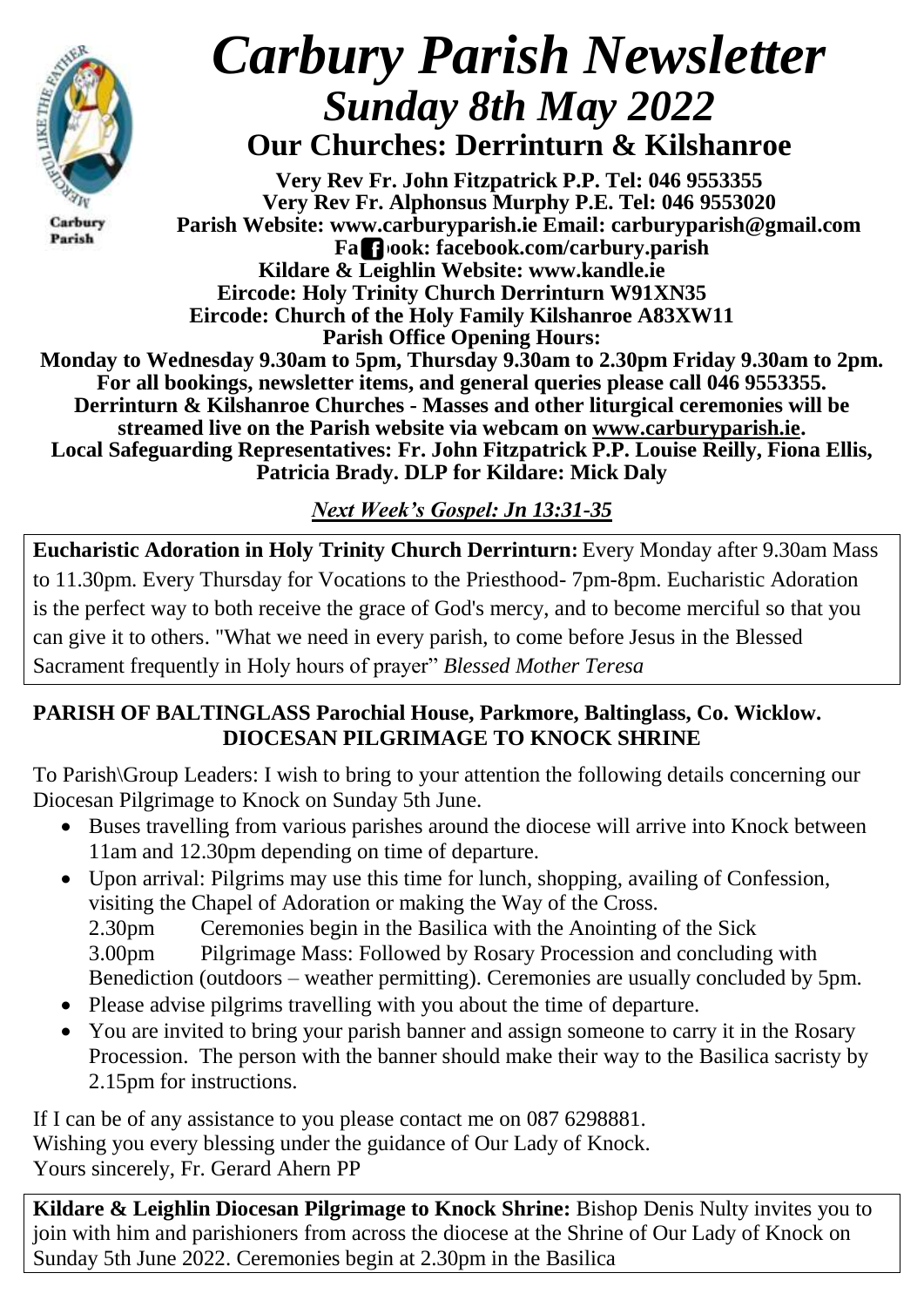Carbury Parish

# *Carbury Parish Newsletter*

## *Sunday 8th May 2022*

## Our Churches: Derrinturn & Kilshanroe

**Very Rev Fr. John Fitzpatrick P.P. Tel: 046 9553355**
**Very Rev Fr. Alphonsus Murphy P.E. Tel: 046 9553020**
**Parish Website: www.carburyparish.ie Email: carburyparish@gmail.com**
**Facebook: facebook.com/carbury.parish**
**Kildare & Leighlin Website: www.kandle.ie**
**Eircode: Holy Trinity Church Derrinturn W91XN35**
**Eircode: Church of the Holy Family Kilshanroe A83XW11**
**Parish Office Opening Hours:**
**Monday to Wednesday 9.30am to 5pm, Thursday 9.30am to 2.30pm Friday 9.30am to 2pm.**
**For all bookings, newsletter items, and general queries please call 046 9553355.**
**Derrinturn & Kilshanroe Churches - Masses and other liturgical ceremonies will be streamed live on the Parish website via webcam on www.carburyparish.ie.**
**Local Safeguarding Representatives: Fr. John Fitzpatrick P.P. Louise Reilly, Fiona Ellis, Patricia Brady. DLP for Kildare: Mick Daly**

***Next Week's Gospel: Jn 13:31-35***

**Eucharistic Adoration in Holy Trinity Church Derrinturn:** Every Monday after 9.30am Mass to 11.30pm. Every Thursday for Vocations to the Priesthood- 7pm-8pm. Eucharistic Adoration is the perfect way to both receive the grace of God's mercy, and to become merciful so that you can give it to others. "What we need in every parish, to come before Jesus in the Blessed Sacrament frequently in Holy hours of prayer" *Blessed Mother Teresa*

**PARISH OF BALTINGLASS Parochial House, Parkmore, Baltinglass, Co. Wicklow.**
**DIOCESAN PILGRIMAGE TO KNOCK SHRINE**

To Parish\Group Leaders: I wish to bring to your attention the following details concerning our Diocesan Pilgrimage to Knock on Sunday 5th June.

- Buses travelling from various parishes around the diocese will arrive into Knock between 11am and 12.30pm depending on time of departure.
- Upon arrival: Pilgrims may use this time for lunch, shopping, availing of Confession, visiting the Chapel of Adoration or making the Way of the Cross.
  2.30pm Ceremonies begin in the Basilica with the Anointing of the Sick
  3.00pm Pilgrimage Mass: Followed by Rosary Procession and concluding with Benediction (outdoors – weather permitting). Ceremonies are usually concluded by 5pm.
- Please advise pilgrims travelling with you about the time of departure.
- You are invited to bring your parish banner and assign someone to carry it in the Rosary Procession. The person with the banner should make their way to the Basilica sacristy by 2.15pm for instructions.

If I can be of any assistance to you please contact me on 087 6298881.
Wishing you every blessing under the guidance of Our Lady of Knock.
Yours sincerely, Fr. Gerard Ahern PP

**Kildare & Leighlin Diocesan Pilgrimage to Knock Shrine:** Bishop Denis Nulty invites you to join with him and parishioners from across the diocese at the Shrine of Our Lady of Knock on Sunday 5th June 2022. Ceremonies begin at 2.30pm in the Basilica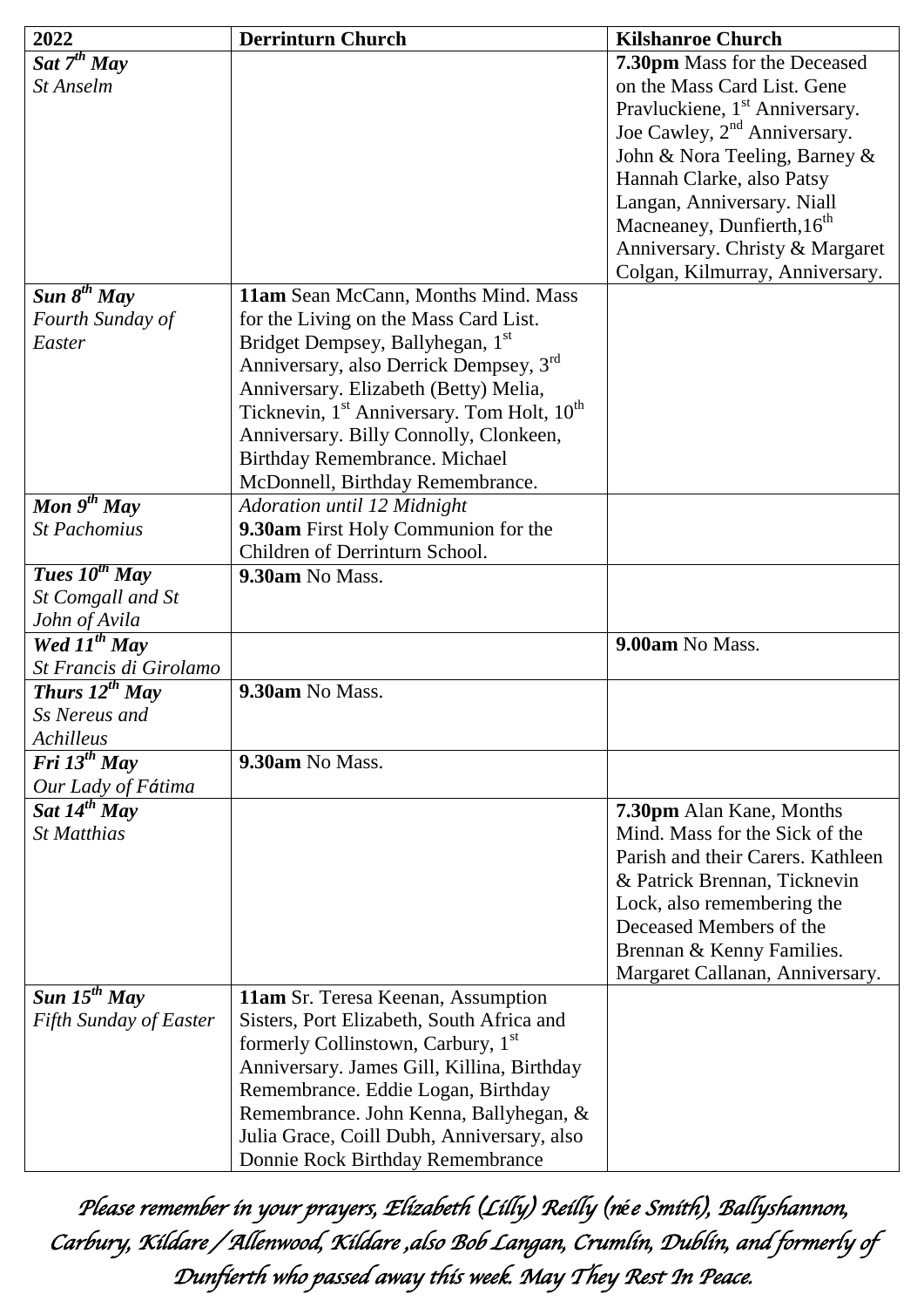| 2022 | Derrinturn Church | Kilshanroe Church |
|---|---|---|
| ***Sat 7th May***<br>*St Anselm* | | **7.30pm** Mass for the Deceased on the Mass Card List. Gene Pravluckiene, 1st Anniversary. Joe Cawley, 2nd Anniversary. John & Nora Teeling, Barney & Hannah Clarke, also Patsy Langan, Anniversary. Niall Macneaney, Dunfierth,16th Anniversary. Christy & Margaret Colgan, Kilmurray, Anniversary. |
| ***Sun 8th May***<br>*Fourth Sunday of Easter* | **11am** Sean McCann, Months Mind. Mass for the Living on the Mass Card List. Bridget Dempsey, Ballyhegan, 1st Anniversary, also Derrick Dempsey, 3rd Anniversary. Elizabeth (Betty) Melia, Ticknevin, 1st Anniversary. Tom Holt, 10th Anniversary. Billy Connolly, Clonkeen, Birthday Remembrance. Michael McDonnell, Birthday Remembrance. | |
| ***Mon 9th May***<br>*St Pachomius* | *Adoration until 12 Midnight*<br>**9.30am** First Holy Communion for the Children of Derrinturn School. | |
| ***Tues 10th May***<br>*St Comgall and St John of Avila* | **9.30am** No Mass. | |
| ***Wed 11th May***<br>*St Francis di Girolamo* | | **9.00am** No Mass. |
| ***Thurs 12th May***<br>*Ss Nereus and Achilleus* | **9.30am** No Mass. | |
| ***Fri 13th May***<br>*Our Lady of Fátima* | **9.30am** No Mass. | |
| ***Sat 14th May***<br>*St Matthias* | | **7.30pm** Alan Kane, Months Mind. Mass for the Sick of the Parish and their Carers. Kathleen & Patrick Brennan, Ticknevin Lock, also remembering the Deceased Members of the Brennan & Kenny Families. Margaret Callanan, Anniversary. |
| ***Sun 15th May***<br>*Fifth Sunday of Easter* | **11am** Sr. Teresa Keenan, Assumption Sisters, Port Elizabeth, South Africa and formerly Collinstown, Carbury, 1st Anniversary. James Gill, Killina, Birthday Remembrance. Eddie Logan, Birthday Remembrance. John Kenna, Ballyhegan, & Julia Grace, Coill Dubh, Anniversary, also Donnie Rock Birthday Remembrance | |

*Please remember in your prayers, Elizabeth (Lilly) Reilly (née Smith), Ballyshannon, Carbury, Kildare / Allenwood, Kildare ,also Bob Langan, Crumlin, Dublin, and formerly of Dunfierth who passed away this week. May They Rest In Peace.*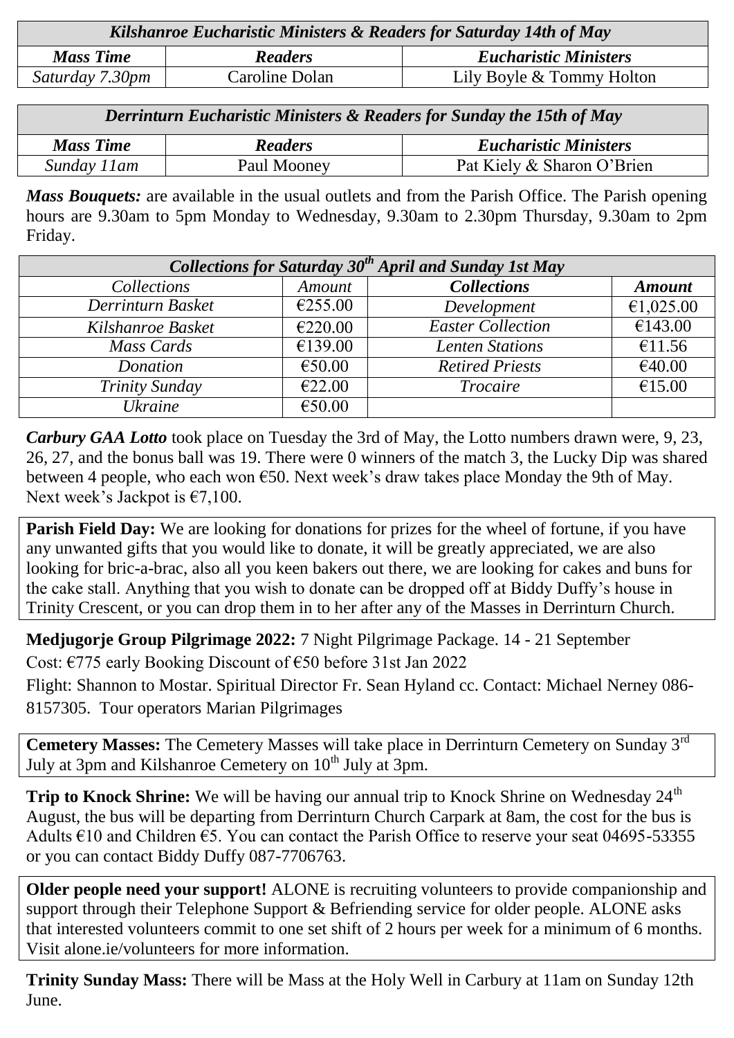| *Kilshanroe Eucharistic Ministers & Readers for Saturday 14th of May* | | |
|---|---|---|
| ***Mass Time*** | ***Readers*** | ***Eucharistic Ministers*** |
| *Saturday 7.30pm* | Caroline Dolan | Lily Boyle & Tommy Holton |

| *Derrinturn Eucharistic Ministers & Readers for Sunday the 15th of May* | | |
|---|---|---|
| ***Mass Time*** | ***Readers*** | ***Eucharistic Ministers*** |
| *Sunday 11am* | Paul Mooney | Pat Kiely & Sharon O'Brien |

***Mass Bouquets:*** are available in the usual outlets and from the Parish Office. The Parish opening hours are 9.30am to 5pm Monday to Wednesday, 9.30am to 2.30pm Thursday, 9.30am to 2pm Friday.

| *Collections for Saturday 30th April and Sunday 1st May* | | | |
|---|---|---|---|
| *Collections* | *Amount* | ***Collections*** | ***Amount*** |
| *Derrinturn Basket* | €255.00 | *Development* | €1,025.00 |
| *Kilshanroe Basket* | €220.00 | *Easter Collection* | €143.00 |
| *Mass Cards* | €139.00 | *Lenten Stations* | €11.56 |
| *Donation* | €50.00 | *Retired Priests* | €40.00 |
| *Trinity Sunday* | €22.00 | *Trocaire* | €15.00 |
| *Ukraine* | €50.00 | | |

***Carbury GAA Lotto*** took place on Tuesday the 3rd of May, the Lotto numbers drawn were, 9, 23, 26, 27, and the bonus ball was 19. There were 0 winners of the match 3, the Lucky Dip was shared between 4 people, who each won €50. Next week's draw takes place Monday the 9th of May. Next week's Jackpot is €7,100.

**Parish Field Day:** We are looking for donations for prizes for the wheel of fortune, if you have any unwanted gifts that you would like to donate, it will be greatly appreciated, we are also looking for bric-a-brac, also all you keen bakers out there, we are looking for cakes and buns for the cake stall. Anything that you wish to donate can be dropped off at Biddy Duffy's house in Trinity Crescent, or you can drop them in to her after any of the Masses in Derrinturn Church.

**Medjugorje Group Pilgrimage 2022:** 7 Night Pilgrimage Package. 14 - 21 September
Cost: €775 early Booking Discount of €50 before 31st Jan 2022
Flight: Shannon to Mostar. Spiritual Director Fr. Sean Hyland cc. Contact: Michael Nerney 086-8157305. Tour operators Marian Pilgrimages

**Cemetery Masses:** The Cemetery Masses will take place in Derrinturn Cemetery on Sunday 3rd July at 3pm and Kilshanroe Cemetery on 10th July at 3pm.

**Trip to Knock Shrine:** We will be having our annual trip to Knock Shrine on Wednesday 24th August, the bus will be departing from Derrinturn Church Carpark at 8am, the cost for the bus is Adults €10 and Children €5. You can contact the Parish Office to reserve your seat 04695-53355 or you can contact Biddy Duffy 087-7706763.

**Older people need your support!** ALONE is recruiting volunteers to provide companionship and support through their Telephone Support & Befriending service for older people. ALONE asks that interested volunteers commit to one set shift of 2 hours per week for a minimum of 6 months. Visit alone.ie/volunteers for more information.

**Trinity Sunday Mass:** There will be Mass at the Holy Well in Carbury at 11am on Sunday 12th June.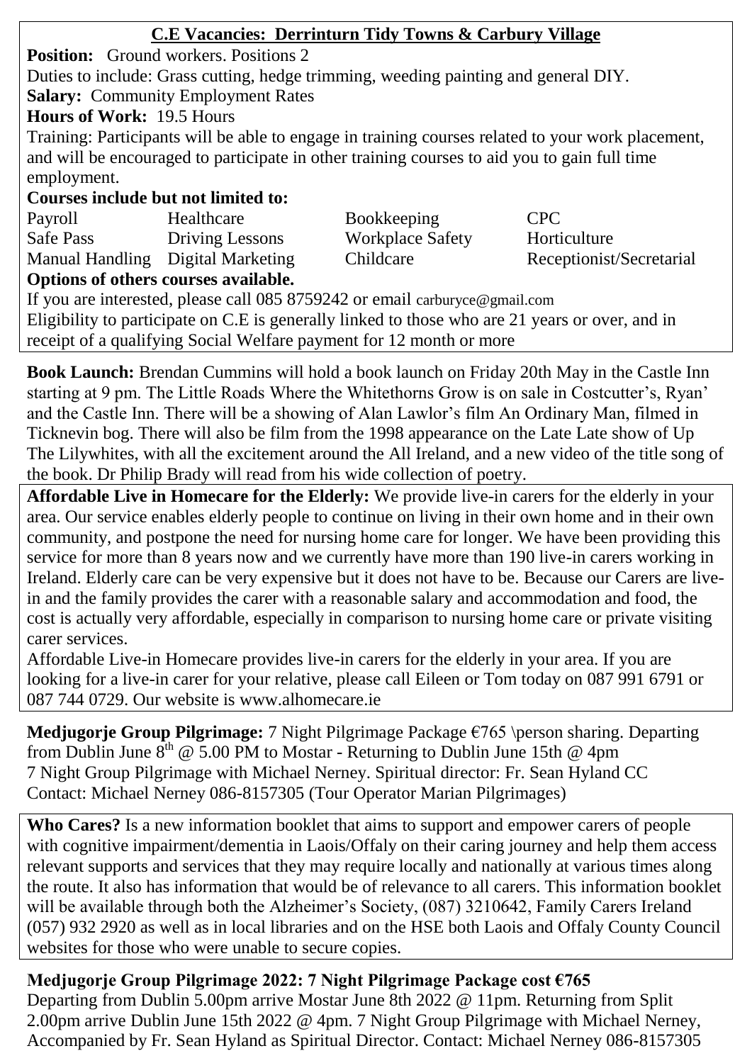**C.E Vacancies: Derrinturn Tidy Towns & Carbury Village**

**Position:** Ground workers. Positions 2

Duties to include: Grass cutting, hedge trimming, weeding painting and general DIY.

**Salary:** Community Employment Rates

**Hours of Work:** 19.5 Hours

Training: Participants will be able to engage in training courses related to your work placement, and will be encouraged to participate in other training courses to aid you to gain full time employment.

**Courses include but not limited to:**

| | | | |
|---|---|---|---|
| Payroll | Healthcare | Bookkeeping | CPC |
| Safe Pass | Driving Lessons | Workplace Safety | Horticulture |
| Manual Handling | Digital Marketing | Childcare | Receptionist/Secretarial |

**Options of others courses available.**

If you are interested, please call 085 8759242 or email carburyce@gmail.com

Eligibility to participate on C.E is generally linked to those who are 21 years or over, and in receipt of a qualifying Social Welfare payment for 12 month or more

**Book Launch:** Brendan Cummins will hold a book launch on Friday 20th May in the Castle Inn starting at 9 pm. The Little Roads Where the Whitethorns Grow is on sale in Costcutter's, Ryan' and the Castle Inn. There will be a showing of Alan Lawlor's film An Ordinary Man, filmed in Ticknevin bog. There will also be film from the 1998 appearance on the Late Late show of Up The Lilywhites, with all the excitement around the All Ireland, and a new video of the title song of the book. Dr Philip Brady will read from his wide collection of poetry.

**Affordable Live in Homecare for the Elderly:** We provide live-in carers for the elderly in your area. Our service enables elderly people to continue on living in their own home and in their own community, and postpone the need for nursing home care for longer. We have been providing this service for more than 8 years now and we currently have more than 190 live-in carers working in Ireland. Elderly care can be very expensive but it does not have to be. Because our Carers are live-in and the family provides the carer with a reasonable salary and accommodation and food, the cost is actually very affordable, especially in comparison to nursing home care or private visiting carer services.

Affordable Live-in Homecare provides live-in carers for the elderly in your area. If you are looking for a live-in carer for your relative, please call Eileen or Tom today on 087 991 6791 or 087 744 0729. Our website is www.alhomecare.ie

**Medjugorje Group Pilgrimage:** 7 Night Pilgrimage Package €765 \person sharing. Departing from Dublin June 8th @ 5.00 PM to Mostar - Returning to Dublin June 15th @ 4pm

7 Night Group Pilgrimage with Michael Nerney. Spiritual director: Fr. Sean Hyland CC

Contact: Michael Nerney 086-8157305 (Tour Operator Marian Pilgrimages)

**Who Cares?** Is a new information booklet that aims to support and empower carers of people with cognitive impairment/dementia in Laois/Offaly on their caring journey and help them access relevant supports and services that they may require locally and nationally at various times along the route. It also has information that would be of relevance to all carers. This information booklet will be available through both the Alzheimer's Society, (087) 3210642, Family Carers Ireland (057) 932 2920 as well as in local libraries and on the HSE both Laois and Offaly County Council websites for those who were unable to secure copies.

**Medjugorje Group Pilgrimage 2022: 7 Night Pilgrimage Package cost €765**

Departing from Dublin 5.00pm arrive Mostar June 8th 2022 @ 11pm. Returning from Split 2.00pm arrive Dublin June 15th 2022 @ 4pm. 7 Night Group Pilgrimage with Michael Nerney, Accompanied by Fr. Sean Hyland as Spiritual Director. Contact: Michael Nerney 086-8157305